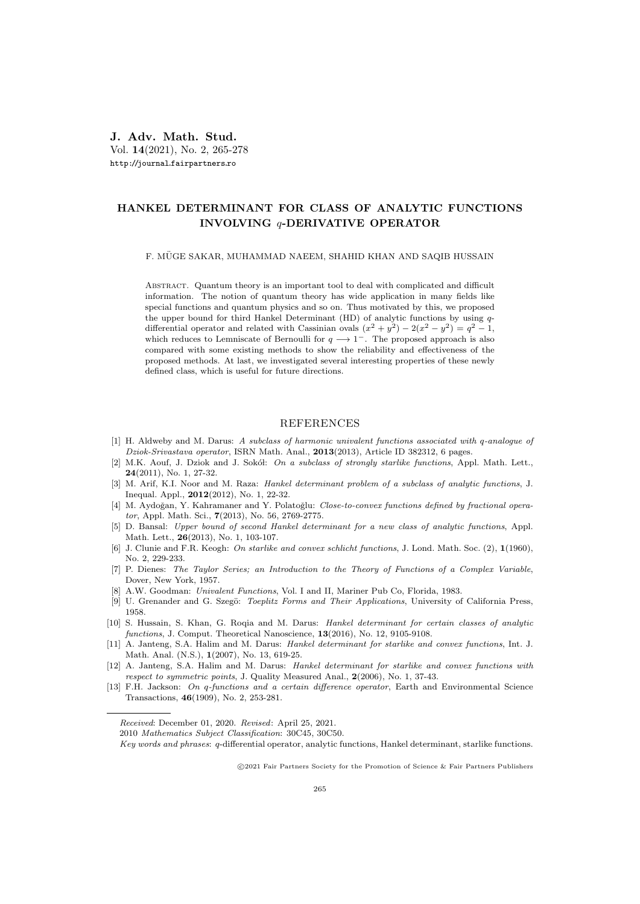# HANKEL DETERMINANT FOR CLASS OF ANALYTIC FUNCTIONS INVOLVING $q$-DERIVATIVE OPERATOR

F. MÜGE SAKAR, MUHAMMAD NAEEM, SHAHID KHAN AND SAQIB HUSSAIN

Abstract. Quantum theory is an important tool to deal with complicated and difficult information. The notion of quantum theory has wide application in many fields like special functions and quantum physics and so on. Thus motivated by this, we proposed the upper bound for third Hankel Determinant (HD) of analytic functions by using $q$-differential operator and related with Cassinian ovals $(x^2+y^2)-2(x^2-y^2)=q^2-1$, which reduces to Lemniscate of Bernoulli for $q \longrightarrow 1^-$. The proposed approach is also compared with some existing methods to show the reliability and effectiveness of the proposed methods. At last, we investigated several interesting properties of these newly defined class, which is useful for future directions.

## REFERENCES

[1] H. Aldweby and M. Darus: *A subclass of harmonic univalent functions associated with q-analogue of Dziok-Srivastava operator*, ISRN Math. Anal., **2013**(2013), Article ID 382312, 6 pages.

[2] M.K. Aouf, J. Dziok and J. Sokół: *On a subclass of strongly starlike functions*, Appl. Math. Lett., **24**(2011), No. 1, 27-32.

[3] M. Arif, K.I. Noor and M. Raza: *Hankel determinant problem of a subclass of analytic functions*, J. Inequal. Appl., **2012**(2012), No. 1, 22-32.

[4] M. Aydoğan, Y. Kahramaner and Y. Polatoğlu: *Close-to-convex functions defined by fractional operator*, Appl. Math. Sci., **7**(2013), No. 56, 2769-2775.

[5] D. Bansal: *Upper bound of second Hankel determinant for a new class of analytic functions*, Appl. Math. Lett., **26**(2013), No. 1, 103-107.

[6] J. Clunie and F.R. Keogh: *On starlike and convex schlicht functions*, J. Lond. Math. Soc. (2), **1**(1960), No. 2, 229-233.

[7] P. Dienes: *The Taylor Series; an Introduction to the Theory of Functions of a Complex Variable*, Dover, New York, 1957.

[8] A.W. Goodman: *Univalent Functions*, Vol. I and II, Mariner Pub Co, Florida, 1983.

[9] U. Grenander and G. Szegö: *Toeplitz Forms and Their Applications*, University of California Press, 1958.

[10] S. Hussain, S. Khan, G. Roqia and M. Darus: *Hankel determinant for certain classes of analytic functions*, J. Comput. Theoretical Nanoscience, **13**(2016), No. 12, 9105-9108.

[11] A. Janteng, S.A. Halim and M. Darus: *Hankel determinant for starlike and convex functions*, Int. J. Math. Anal. (N.S.), **1**(2007), No. 13, 619-25.

[12] A. Janteng, S.A. Halim and M. Darus: *Hankel determinant for starlike and convex functions with respect to symmetric points*, J. Quality Measured Anal., **2**(2006), No. 1, 37-43.

[13] F.H. Jackson: *On q-functions and a certain difference operator*, Earth and Environmental Science Transactions, **46**(1909), No. 2, 253-281.

---

*Received*: December 01, 2020. *Revised*: April 25, 2021.

2010 *Mathematics Subject Classification*: 30C45, 30C50.

*Key words and phrases*: $q$-differential operator, analytic functions, Hankel determinant, starlike functions.

©2021 Fair Partners Society for the Promotion of Science & Fair Partners Publishers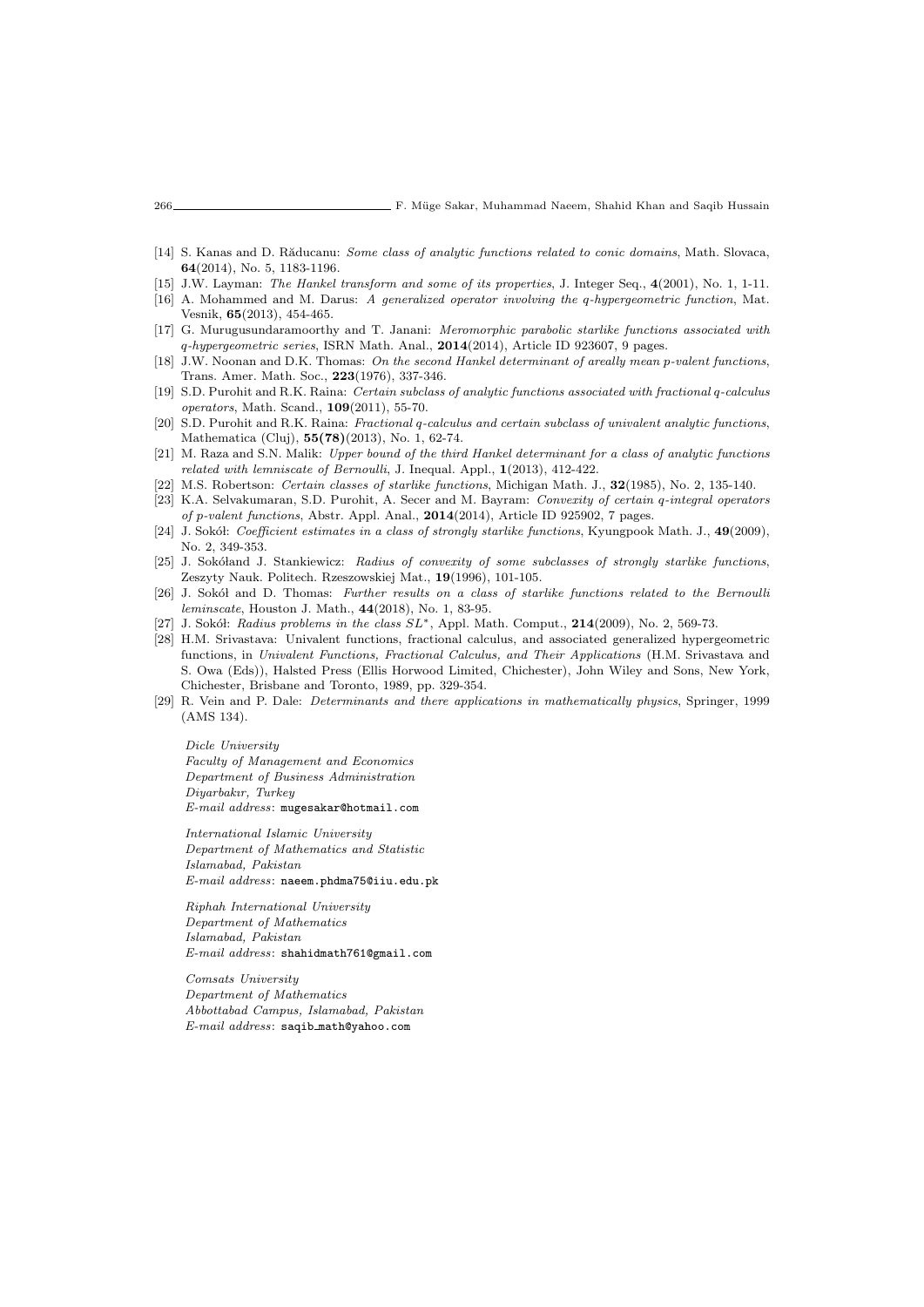[14] S. Kanas and D. Răducanu: *Some class of analytic functions related to conic domains*, Math. Slovaca, **64**(2014), No. 5, 1183-1196.

[15] J.W. Layman: *The Hankel transform and some of its properties*, J. Integer Seq., **4**(2001), No. 1, 1-11.

[16] A. Mohammed and M. Darus: *A generalized operator involving the q-hypergeometric function*, Mat. Vesnik, **65**(2013), 454-465.

[17] G. Murugusundaramoorthy and T. Janani: *Meromorphic parabolic starlike functions associated with q-hypergeometric series*, ISRN Math. Anal., **2014**(2014), Article ID 923607, 9 pages.

[18] J.W. Noonan and D.K. Thomas: *On the second Hankel determinant of areally mean p-valent functions*, Trans. Amer. Math. Soc., **223**(1976), 337-346.

[19] S.D. Purohit and R.K. Raina: *Certain subclass of analytic functions associated with fractional q-calculus operators*, Math. Scand., **109**(2011), 55-70.

[20] S.D. Purohit and R.K. Raina: *Fractional q-calculus and certain subclass of univalent analytic functions*, Mathematica (Cluj), **55(78)**(2013), No. 1, 62-74.

[21] M. Raza and S.N. Malik: *Upper bound of the third Hankel determinant for a class of analytic functions related with lemniscate of Bernoulli*, J. Inequal. Appl., **1**(2013), 412-422.

[22] M.S. Robertson: *Certain classes of starlike functions*, Michigan Math. J., **32**(1985), No. 2, 135-140.

[23] K.A. Selvakumaran, S.D. Purohit, A. Secer and M. Bayram: *Convexity of certain q-integral operators of p-valent functions*, Abstr. Appl. Anal., **2014**(2014), Article ID 925902, 7 pages.

[24] J. Sokół: *Coefficient estimates in a class of strongly starlike functions*, Kyungpook Math. J., **49**(2009), No. 2, 349-353.

[25] J. Sokółand J. Stankiewicz: *Radius of convexity of some subclasses of strongly starlike functions*, Zeszyty Nauk. Politech. Rzeszowskiej Mat., **19**(1996), 101-105.

[26] J. Sokół and D. Thomas: *Further results on a class of starlike functions related to the Bernoulli leminscate*, Houston J. Math., **44**(2018), No. 1, 83-95.

[27] J. Sokół: *Radius problems in the class $SL^*$*, Appl. Math. Comput., **214**(2009), No. 2, 569-73.

[28] H.M. Srivastava: Univalent functions, fractional calculus, and associated generalized hypergeometric functions, in *Univalent Functions, Fractional Calculus, and Their Applications* (H.M. Srivastava and S. Owa (Eds)), Halsted Press (Ellis Horwood Limited, Chichester), John Wiley and Sons, New York, Chichester, Brisbane and Toronto, 1989, pp. 329-354.

[29] R. Vein and P. Dale: *Determinants and there applications in mathematically physics*, Springer, 1999 (AMS 134).

*Dicle University*
*Faculty of Management and Economics*
*Department of Business Administration*
*Diyarbakır, Turkey*
*E-mail address*: mugesakar@hotmail.com

*International Islamic University*
*Department of Mathematics and Statistic*
*Islamabad, Pakistan*
*E-mail address*: naeem.phdma75@iiu.edu.pk

*Riphah International University*
*Department of Mathematics*
*Islamabad, Pakistan*
*E-mail address*: shahidmath761@gmail.com

*Comsats University*
*Department of Mathematics*
*Abbottabad Campus, Islamabad, Pakistan*
*E-mail address*: saqib_math@yahoo.com